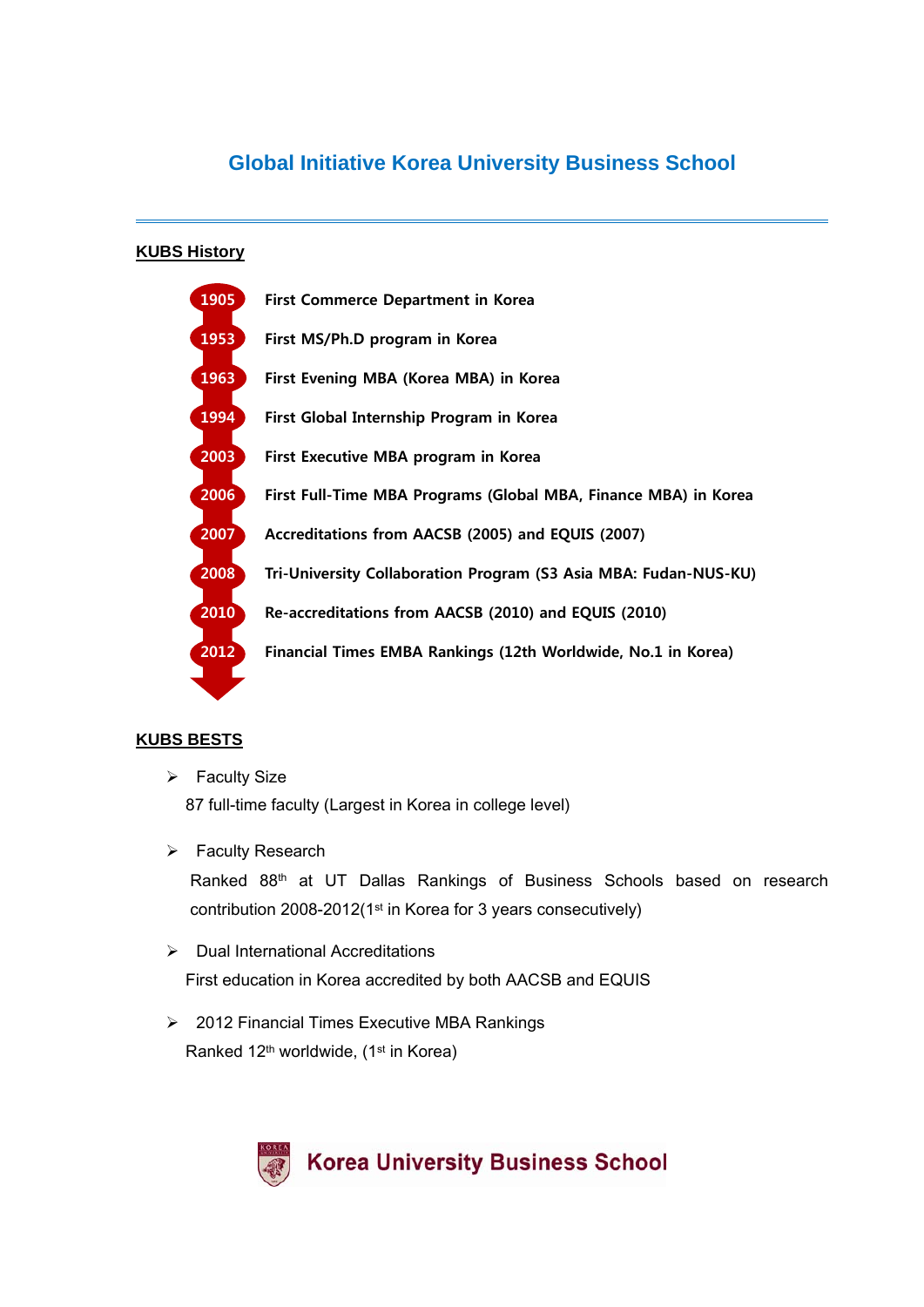# Global Initiative Korea University Business School

## KUBS History

- **1905** First Commerce Department in Korea
- **1953** First MS/Ph.D program in Korea
- **1963** First Evening MBA (Korea MBA) in Korea
- **1994** First Global Internship Program in Korea
- **2003** First Executive MBA program in Korea
- **2006** First Full-Time MBA Programs (Global MBA, Finance MBA) in Korea
- **2007** Accreditations from AACSB (2005) and EQUIS (2007)
- **2008** Tri-University Collaboration Program (S3 Asia MBA: Fudan-NUS-KU)
- **2010** Re-accreditations from AACSB (2010) and EQUIS (2010)
- **2012** Financial Times EMBA Rankings (12th Worldwide, No.1 in Korea)

## KUBS BESTS

- Faculty Size

  87 full-time faculty (Largest in Korea in college level)

- Faculty Research

  Ranked 88th at UT Dallas Rankings of Business Schools based on research contribution 2008-2012(1st in Korea for 3 years consecutively)

- Dual International Accreditations

  First education in Korea accredited by both AACSB and EQUIS

- 2012 Financial Times Executive MBA Rankings

  Ranked 12th worldwide, (1st in Korea)

Korea University Business School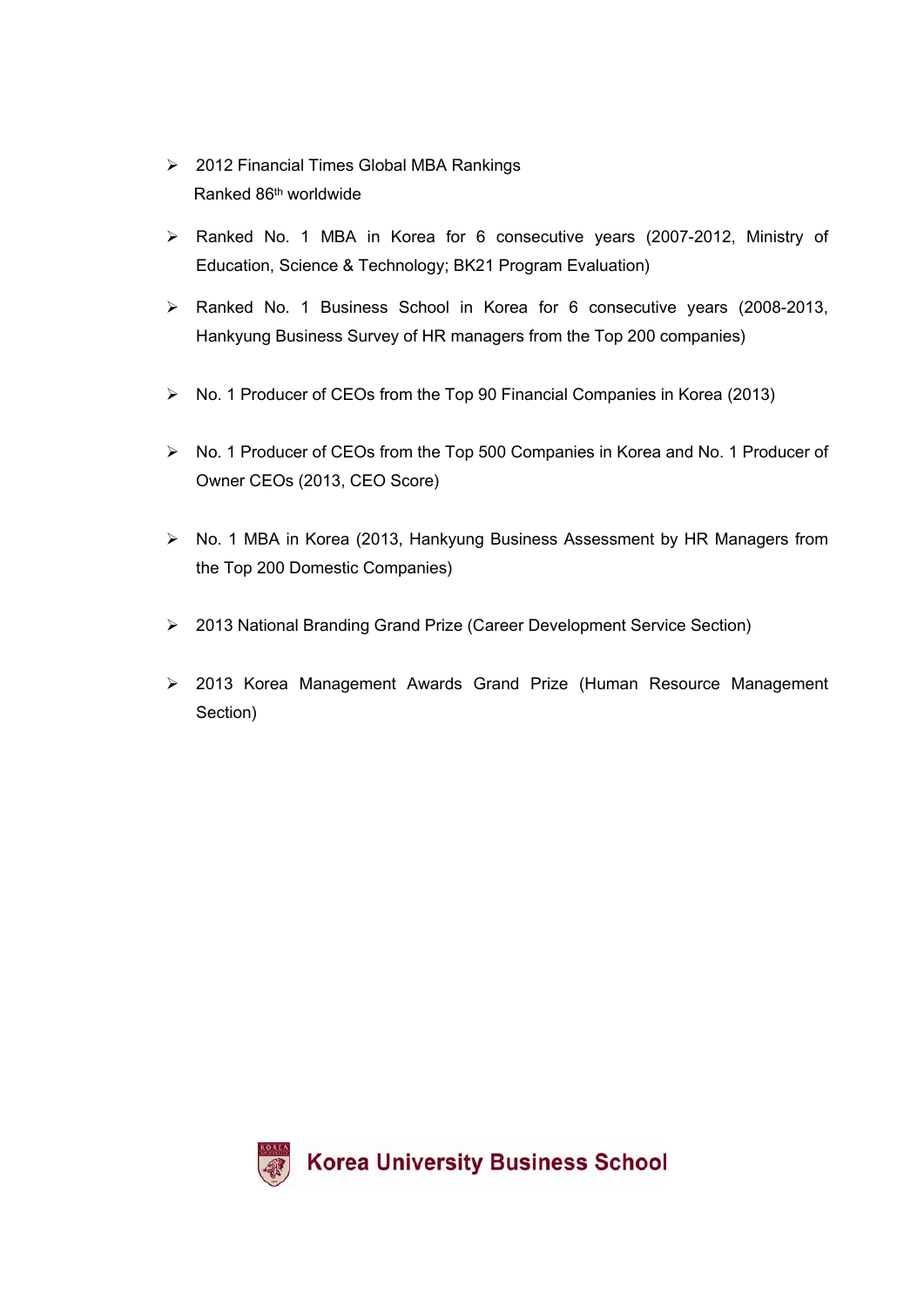- 2012 Financial Times Global MBA Rankings
  Ranked 86th worldwide
- Ranked No. 1 MBA in Korea for 6 consecutive years (2007-2012, Ministry of Education, Science & Technology; BK21 Program Evaluation)
- Ranked No. 1 Business School in Korea for 6 consecutive years (2008-2013, Hankyung Business Survey of HR managers from the Top 200 companies)
- No. 1 Producer of CEOs from the Top 90 Financial Companies in Korea (2013)
- No. 1 Producer of CEOs from the Top 500 Companies in Korea and No. 1 Producer of Owner CEOs (2013, CEO Score)
- No. 1 MBA in Korea (2013, Hankyung Business Assessment by HR Managers from the Top 200 Domestic Companies)
- 2013 National Branding Grand Prize (Career Development Service Section)
- 2013 Korea Management Awards Grand Prize (Human Resource Management Section)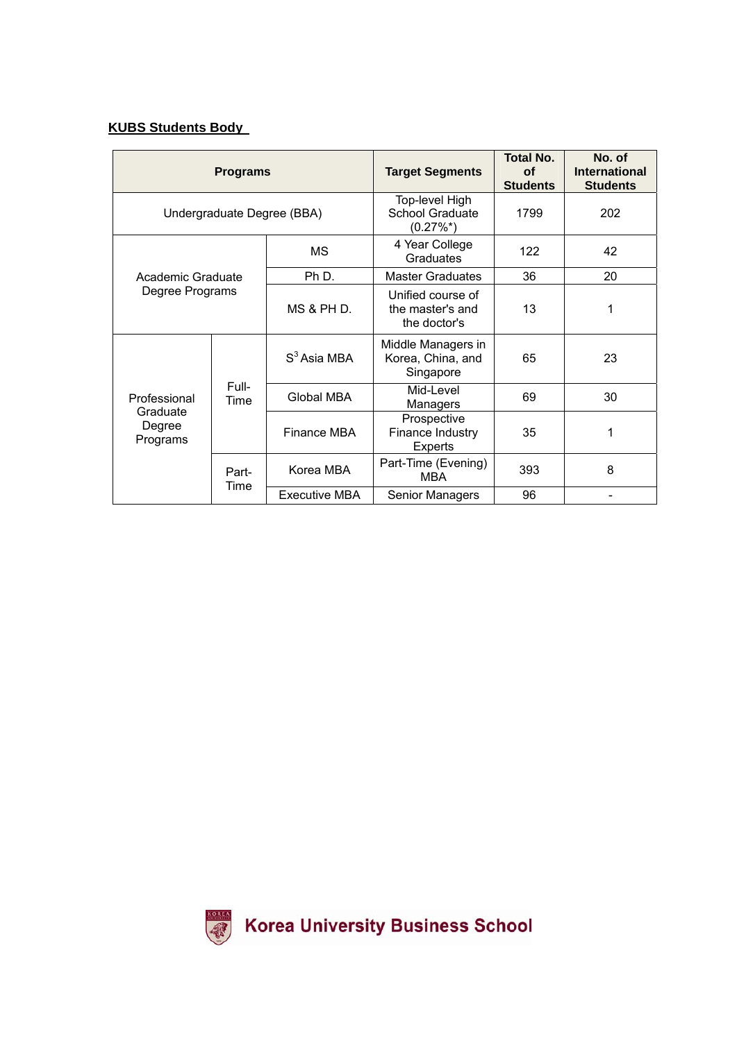**KUBS Students Body**

| Programs | | | Target Segments | Total No. of Students | No. of International Students |
|---|---|---|---|---|---|
| Undergraduate Degree (BBA) | | | Top-level High School Graduate (0.27%*) | 1799 | 202 |
| Academic Graduate Degree Programs | | MS | 4 Year College Graduates | 122 | 42 |
| | | Ph D. | Master Graduates | 36 | 20 |
| | | MS & PH D. | Unified course of the master's and the doctor's | 13 | 1 |
| Professional Graduate Degree Programs | Full-Time | $S^3$ Asia MBA | Middle Managers in Korea, China, and Singapore | 65 | 23 |
| | | Global MBA | Mid-Level Managers | 69 | 30 |
| | | Finance MBA | Prospective Finance Industry Experts | 35 | 1 |
| | Part-Time | Korea MBA | Part-Time (Evening) MBA | 393 | 8 |
| | | Executive MBA | Senior Managers | 96 | - |

Korea University Business School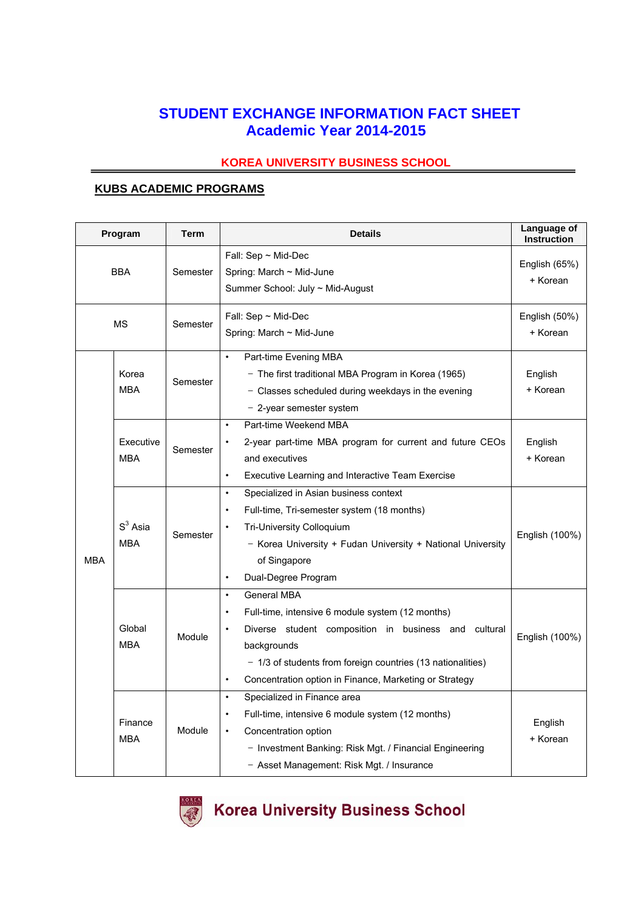# STUDENT EXCHANGE INFORMATION FACT SHEET
# Academic Year 2014-2015

## KOREA UNIVERSITY BUSINESS SCHOOL

### KUBS ACADEMIC PROGRAMS

| Program | | Term | Details | Language of Instruction |
|---|---|---|---|---|
| BBA | | Semester | Fall: Sep ~ Mid-Dec<br>Spring: March ~ Mid-June<br>Summer School: July ~ Mid-August | English (65%)<br>+ Korean |
| MS | | Semester | Fall: Sep ~ Mid-Dec<br>Spring: March ~ Mid-June | English (50%)<br>+ Korean |
| MBA | Korea MBA | Semester | • Part-time Evening MBA<br>− The first traditional MBA Program in Korea (1965)<br>− Classes scheduled during weekdays in the evening<br>− 2-year semester system | English<br>+ Korean |
| | Executive MBA | Semester | • Part-time Weekend MBA<br>• 2-year part-time MBA program for current and future CEOs and executives<br>• Executive Learning and Interactive Team Exercise | English<br>+ Korean |
| | $S^3$ Asia MBA | Semester | • Specialized in Asian business context<br>• Full-time, Tri-semester system (18 months)<br>• Tri-University Colloquium<br>− Korea University + Fudan University + National University of Singapore<br>• Dual-Degree Program | English (100%) |
| | Global MBA | Module | • General MBA<br>• Full-time, intensive 6 module system (12 months)<br>• Diverse student composition in business and cultural backgrounds<br>− 1/3 of students from foreign countries (13 nationalities)<br>• Concentration option in Finance, Marketing or Strategy | English (100%) |
| | Finance MBA | Module | • Specialized in Finance area<br>• Full-time, intensive 6 module system (12 months)<br>• Concentration option<br>− Investment Banking: Risk Mgt. / Financial Engineering<br>− Asset Management: Risk Mgt. / Insurance | English<br>+ Korean |

Korea University Business School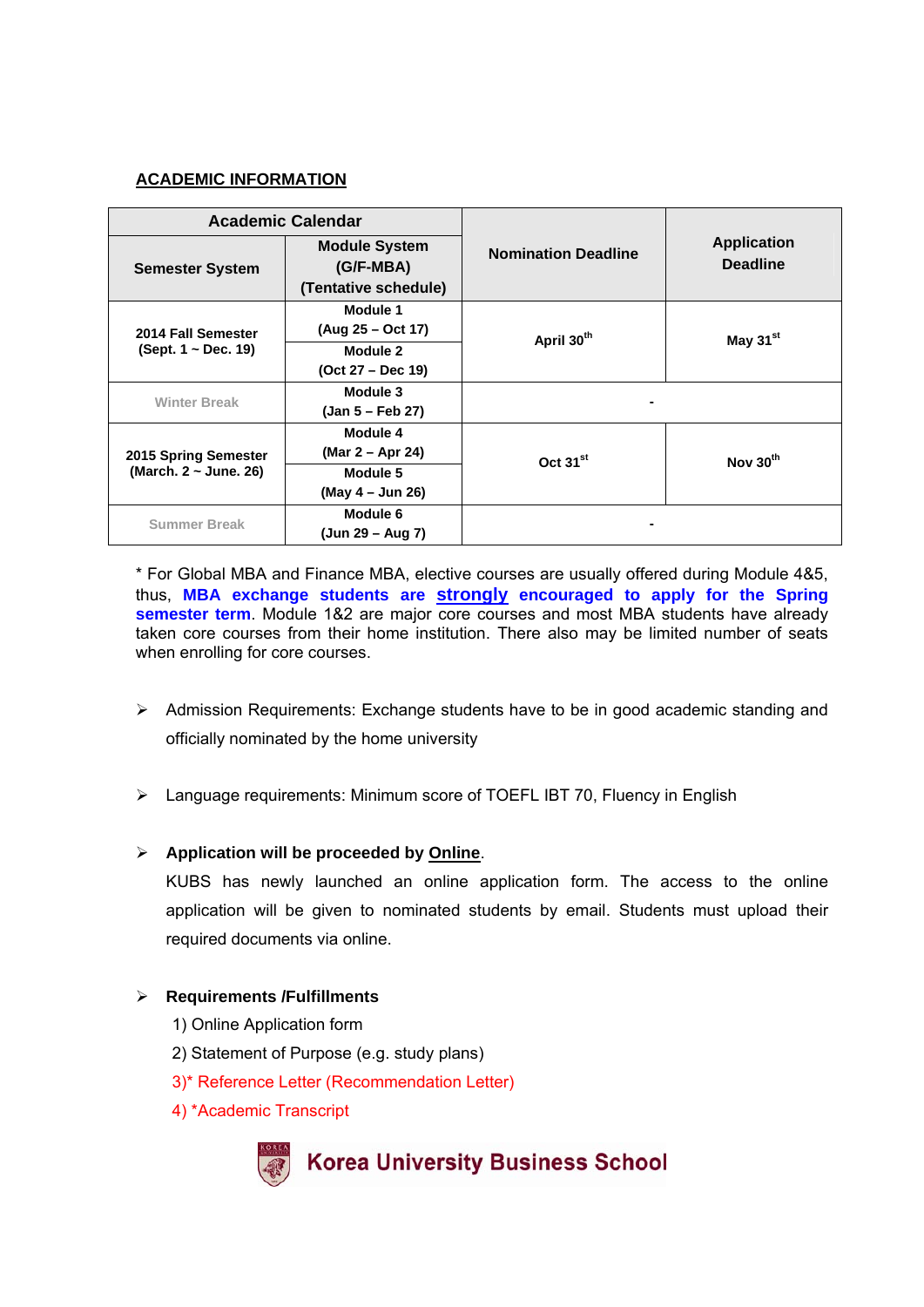## ACADEMIC INFORMATION

| Academic Calendar | | Nomination Deadline | Application Deadline |
|---|---|---|---|
| Semester System | Module System (G/F-MBA) (Tentative schedule) | | |
| 2014 Fall Semester (Sept. 1 ~ Dec. 19) | Module 1 (Aug 25 – Oct 17) | April 30th | May 31st |
| | Module 2 (Oct 27 – Dec 19) | | |
| Winter Break | Module 3 (Jan 5 – Feb 27) | - | |
| 2015 Spring Semester (March. 2 ~ June. 26) | Module 4 (Mar 2 – Apr 24) | Oct 31st | Nov 30th |
| | Module 5 (May 4 – Jun 26) | | |
| Summer Break | Module 6 (Jun 29 – Aug 7) | - | |

\* For Global MBA and Finance MBA, elective courses are usually offered during Module 4&5, thus, **MBA exchange students are strongly encouraged to apply for the Spring semester term**. Module 1&2 are major core courses and most MBA students have already taken core courses from their home institution. There also may be limited number of seats when enrolling for core courses.

- Admission Requirements: Exchange students have to be in good academic standing and officially nominated by the home university

- Language requirements: Minimum score of TOEFL IBT 70, Fluency in English

- **Application will be proceeded by Online**.
  KUBS has newly launched an online application form. The access to the online application will be given to nominated students by email. Students must upload their required documents via online.

- **Requirements /Fulfillments**
  1) Online Application form
  2) Statement of Purpose (e.g. study plans)
  3)* Reference Letter (Recommendation Letter)
  4) *Academic Transcript

Korea University Business School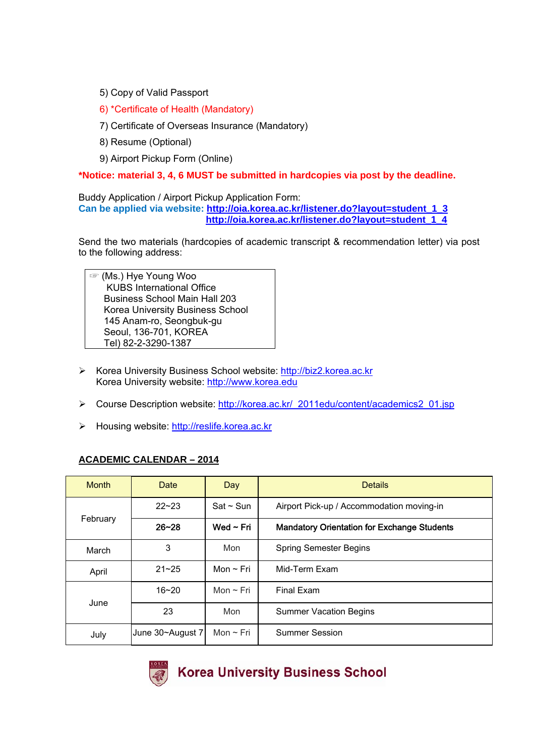5) Copy of Valid Passport

6) *Certificate of Health (Mandatory)

7) Certificate of Overseas Insurance (Mandatory)

8) Resume (Optional)

9) Airport Pickup Form (Online)

***Notice: material 3, 4, 6 MUST be submitted in hardcopies via post by the deadline.**

Buddy Application / Airport Pickup Application Form:
**Can be applied via website: http://oia.korea.ac.kr/listener.do?layout=student_1_3**
**http://oia.korea.ac.kr/listener.do?layout=student_1_4**

Send the two materials (hardcopies of academic transcript & recommendation letter) via post to the following address:

> ☞ (Ms.) Hye Young Woo
> KUBS International Office
> Business School Main Hall 203
> Korea University Business School
> 145 Anam-ro, Seongbuk-gu
> Seoul, 136-701, KOREA
> Tel) 82-2-3290-1387

- Korea University Business School website: http://biz2.korea.ac.kr
  Korea University website: http://www.korea.edu
- Course Description website: http://korea.ac.kr/_2011edu/content/academics2_01.jsp
- Housing website: http://reslife.korea.ac.kr

**ACADEMIC CALENDAR – 2014**

| Month | Date | Day | Details |
|---|---|---|---|
| February | 22~23 | Sat ~ Sun | Airport Pick-up / Accommodation moving-in |
| | **26~28** | **Wed ~ Fri** | **Mandatory Orientation for Exchange Students** |
| March | 3 | Mon | Spring Semester Begins |
| April | 21~25 | Mon ~ Fri | Mid-Term Exam |
| June | 16~20 | Mon ~ Fri | Final Exam |
| | 23 | Mon | Summer Vacation Begins |
| July | June 30~August 7 | Mon ~ Fri | Summer Session |

Korea University Business School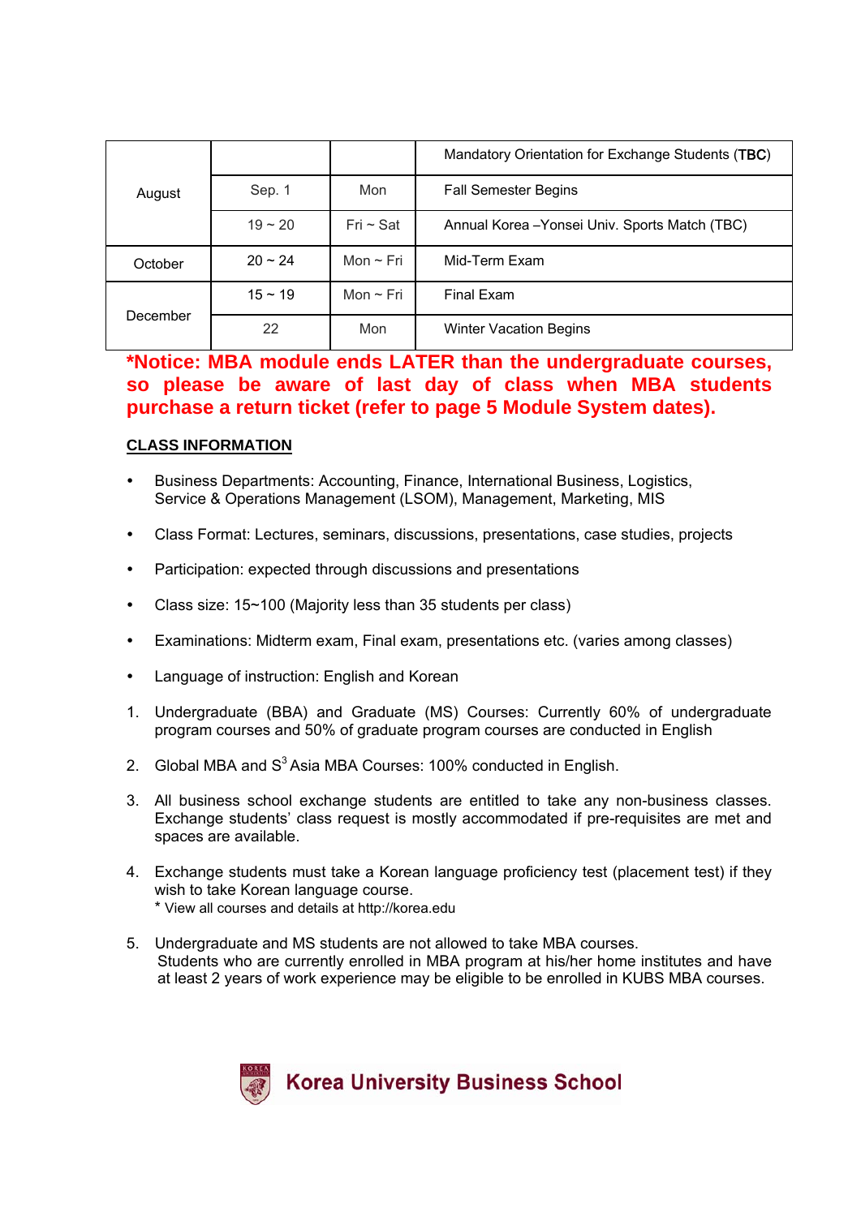| | | | |
|---|---|---|---|
| August | | | Mandatory Orientation for Exchange Students (**TBC**) |
| | Sep. 1 | Mon | Fall Semester Begins |
| | 19 ~ 20 | Fri ~ Sat | Annual Korea –Yonsei Univ. Sports Match (TBC) |
| October | 20 ~ 24 | Mon ~ Fri | Mid-Term Exam |
| December | 15 ~ 19 | Mon ~ Fri | Final Exam |
| | 22 | Mon | Winter Vacation Begins |

***Notice: MBA module ends LATER than the undergraduate courses, so please be aware of last day of class when MBA students purchase a return ticket (refer to page 5 Module System dates).**

## CLASS INFORMATION

- Business Departments: Accounting, Finance, International Business, Logistics, Service & Operations Management (LSOM), Management, Marketing, MIS
- Class Format: Lectures, seminars, discussions, presentations, case studies, projects
- Participation: expected through discussions and presentations
- Class size: 15~100 (Majority less than 35 students per class)
- Examinations: Midterm exam, Final exam, presentations etc. (varies among classes)
- Language of instruction: English and Korean

1. Undergraduate (BBA) and Graduate (MS) Courses: Currently 60% of undergraduate program courses and 50% of graduate program courses are conducted in English
2. Global MBA and S$^3$ Asia MBA Courses: 100% conducted in English.
3. All business school exchange students are entitled to take any non-business classes. Exchange students' class request is mostly accommodated if pre-requisites are met and spaces are available.
4. Exchange students must take a Korean language proficiency test (placement test) if they wish to take Korean language course.
   * View all courses and details at http://korea.edu
5. Undergraduate and MS students are not allowed to take MBA courses.
   Students who are currently enrolled in MBA program at his/her home institutes and have at least 2 years of work experience may be eligible to be enrolled in KUBS MBA courses.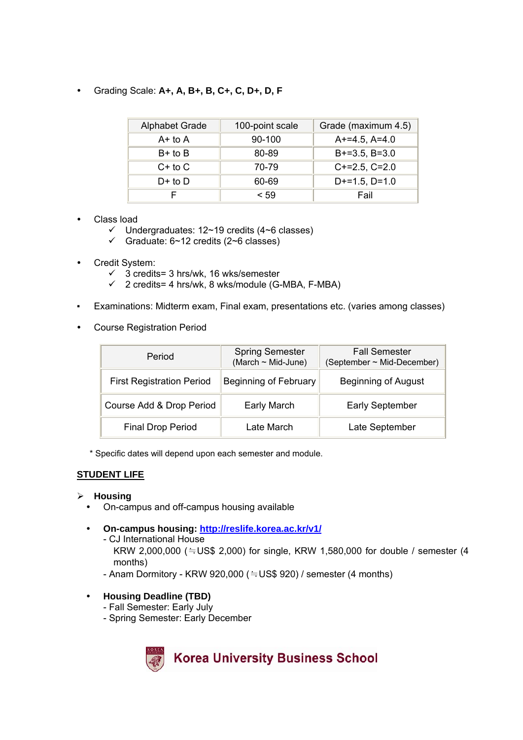- Grading Scale: **A+, A, B+, B, C+, C, D+, D, F**

| Alphabet Grade | 100-point scale | Grade (maximum 4.5) |
|---|---|---|
| A+ to A | 90-100 | A+=4.5, A=4.0 |
| B+ to B | 80-89 | B+=3.5, B=3.0 |
| C+ to C | 70-79 | C+=2.5, C=2.0 |
| D+ to D | 60-69 | D+=1.5, D=1.0 |
| F | < 59 | Fail |

- Class load
  - ✓ Undergraduates: 12~19 credits (4~6 classes)
  - ✓ Graduate: 6~12 credits (2~6 classes)

- Credit System:
  - ✓ 3 credits= 3 hrs/wk, 16 wks/semester
  - ✓ 2 credits= 4 hrs/wk, 8 wks/module (G-MBA, F-MBA)

- Examinations: Midterm exam, Final exam, presentations etc. (varies among classes)

- Course Registration Period

| Period | Spring Semester (March ~ Mid-June) | Fall Semester (September ~ Mid-December) |
|---|---|---|
| First Registration Period | Beginning of February | Beginning of August |
| Course Add & Drop Period | Early March | Early September |
| Final Drop Period | Late March | Late September |

\* Specific dates will depend upon each semester and module.

## STUDENT LIFE

➢ **Housing**

- On-campus and off-campus housing available

- **On-campus housing: [http://reslife.korea.ac.kr/v1/](http://reslife.korea.ac.kr/v1/)**
  - CJ International House
    KRW 2,000,000 (≒US$ 2,000) for single, KRW 1,580,000 for double / semester (4 months)
  - Anam Dormitory - KRW 920,000 (≒US$ 920) / semester (4 months)

- **Housing Deadline (TBD)**
  - Fall Semester: Early July
  - Spring Semester: Early December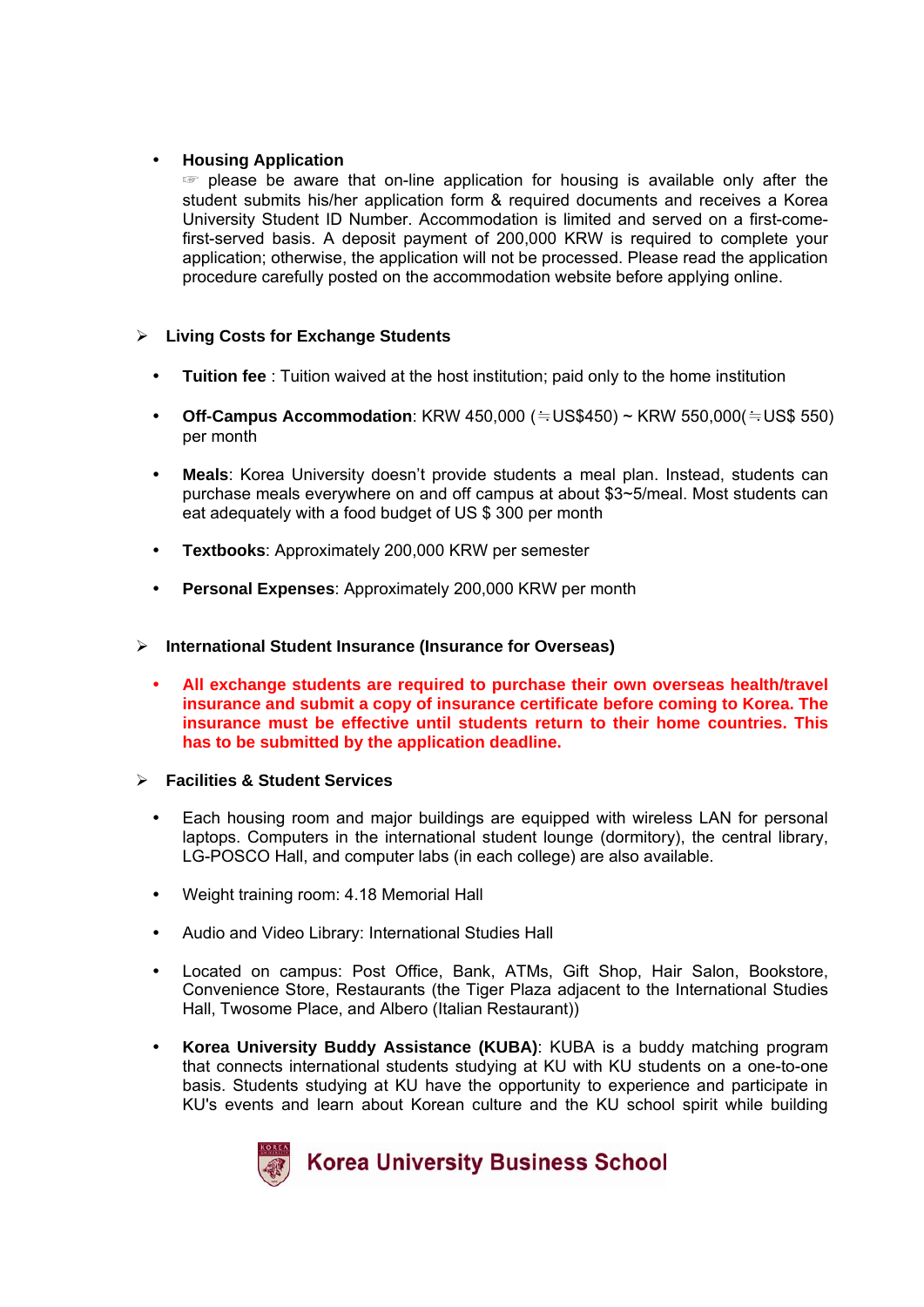- **Housing Application**
  ☞ please be aware that on-line application for housing is available only after the student submits his/her application form & required documents and receives a Korea University Student ID Number. Accommodation is limited and served on a first-come-first-served basis. A deposit payment of 200,000 KRW is required to complete your application; otherwise, the application will not be processed. Please read the application procedure carefully posted on the accommodation website before applying online.

## Living Costs for Exchange Students

- **Tuition fee** : Tuition waived at the host institution; paid only to the home institution
- **Off-Campus Accommodation**: KRW 450,000 (≒US$450) ~ KRW 550,000(≒US$ 550) per month
- **Meals**: Korea University doesn't provide students a meal plan. Instead, students can purchase meals everywhere on and off campus at about $3~5/meal. Most students can eat adequately with a food budget of US $ 300 per month
- **Textbooks**: Approximately 200,000 KRW per semester
- **Personal Expenses**: Approximately 200,000 KRW per month

## International Student Insurance (Insurance for Overseas)

- **All exchange students are required to purchase their own overseas health/travel insurance and submit a copy of insurance certificate before coming to Korea. The insurance must be effective until students return to their home countries. This has to be submitted by the application deadline.**

## Facilities & Student Services

- Each housing room and major buildings are equipped with wireless LAN for personal laptops. Computers in the international student lounge (dormitory), the central library, LG-POSCO Hall, and computer labs (in each college) are also available.
- Weight training room: 4.18 Memorial Hall
- Audio and Video Library: International Studies Hall
- Located on campus: Post Office, Bank, ATMs, Gift Shop, Hair Salon, Bookstore, Convenience Store, Restaurants (the Tiger Plaza adjacent to the International Studies Hall, Twosome Place, and Albero (Italian Restaurant))
- **Korea University Buddy Assistance (KUBA)**: KUBA is a buddy matching program that connects international students studying at KU with KU students on a one-to-one basis. Students studying at KU have the opportunity to experience and participate in KU's events and learn about Korean culture and the KU school spirit while building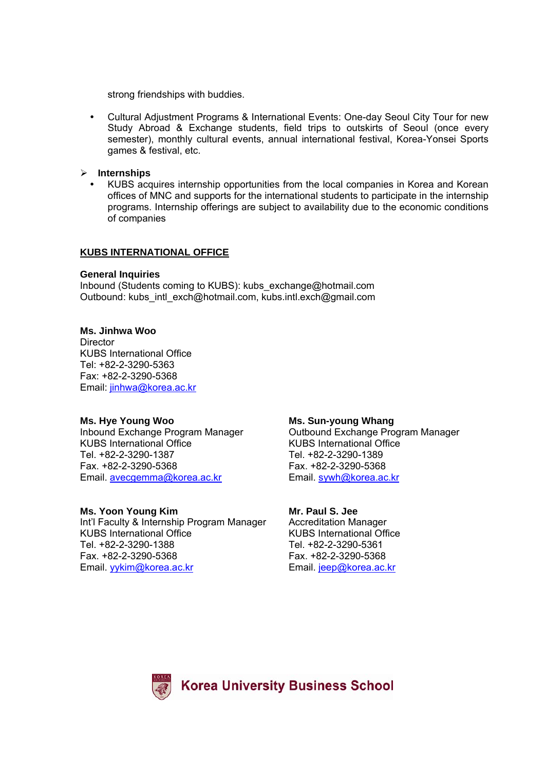strong friendships with buddies.

- Cultural Adjustment Programs & International Events: One-day Seoul City Tour for new Study Abroad & Exchange students, field trips to outskirts of Seoul (once every semester), monthly cultural events, annual international festival, Korea-Yonsei Sports games & festival, etc.

➢ **Internships**

- KUBS acquires internship opportunities from the local companies in Korea and Korean offices of MNC and supports for the international students to participate in the internship programs. Internship offerings are subject to availability due to the economic conditions of companies

## KUBS INTERNATIONAL OFFICE

**General Inquiries**
Inbound (Students coming to KUBS): kubs_exchange@hotmail.com
Outbound: kubs_intl_exch@hotmail.com, kubs.intl.exch@gmail.com

**Ms. Jinhwa Woo**
Director
KUBS International Office
Tel: +82-2-3290-5363
Fax: +82-2-3290-5368
Email: jinhwa@korea.ac.kr

**Ms. Hye Young Woo**
Inbound Exchange Program Manager
KUBS International Office
Tel. +82-2-3290-1387
Fax. +82-2-3290-5368
Email. avecgemma@korea.ac.kr

**Ms. Sun-young Whang**
Outbound Exchange Program Manager
KUBS International Office
Tel. +82-2-3290-1389
Fax. +82-2-3290-5368
Email. sywh@korea.ac.kr

**Ms. Yoon Young Kim**
Int'l Faculty & Internship Program Manager
KUBS International Office
Tel. +82-2-3290-1388
Fax. +82-2-3290-5368
Email. yykim@korea.ac.kr

**Mr. Paul S. Jee**
Accreditation Manager
KUBS International Office
Tel. +82-2-3290-5361
Fax. +82-2-3290-5368
Email. jeep@korea.ac.kr

Korea University Business School